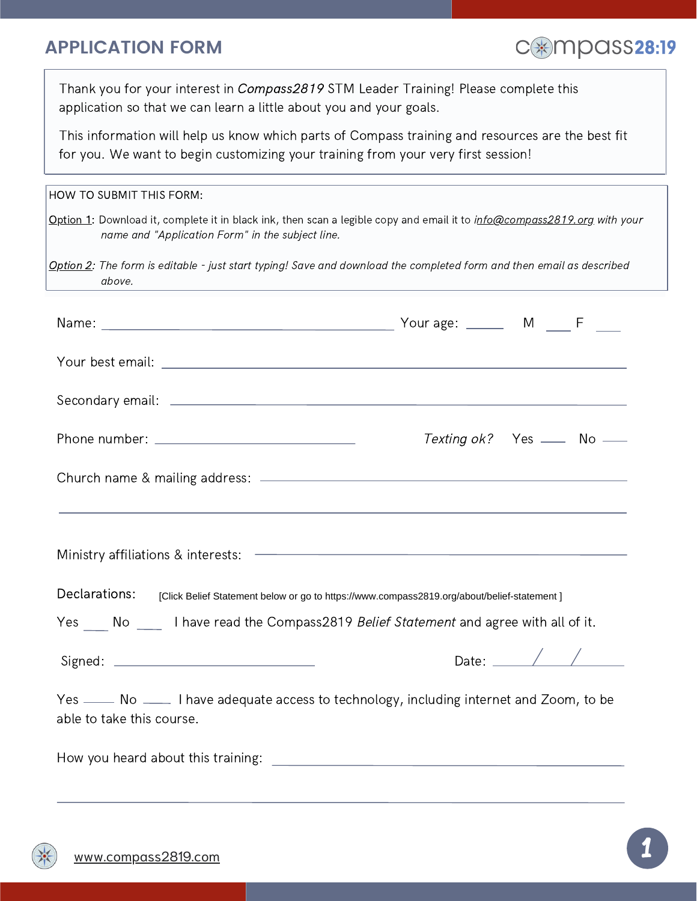# APPLICATION FORM

compass28:19

Thank you for your interest in *Compass2819* STM Leader Training! Please complete this application so that we can learn a little about you and your goals.

This information will help us know which parts of Compass training and resources are the best fit for you. We want to begin customizing your training from your very first session!

HOW TO SUBMIT THIS FORM:

Option 1: Download it, complete it in black ink, then scan a legible copy and email it to *info@compass2819.org with your name and "Application Form" in the subject line.*

*Option 2: The form is editable - just start typing! Save and download the completed form and then email as described above.*

Name: ______________________________ Your age: ______ M ____ F ____

Your best email: ______________________________

Secondary email: ______________________________

Phone number: ______________________________ *Texting ok?* Yes ____ No ____

Church name & mailing address: ______________________________

______________________________

Ministry affiliations & interests: ______________________________

Declarations: [Click Belief Statement below or go to https://www.compass2819.org/about/belief-statement ]

Yes ____ No ____ I have read the Compass2819 *Belief Statement* and agree with all of it.

Signed: ______________________________ Date: ____ / ____ / ____

Yes ____ No ____ I have adequate access to technology, including internet and Zoom, to be able to take this course.

How you heard about this training: ______________________________

______________________________

www.compass2819.com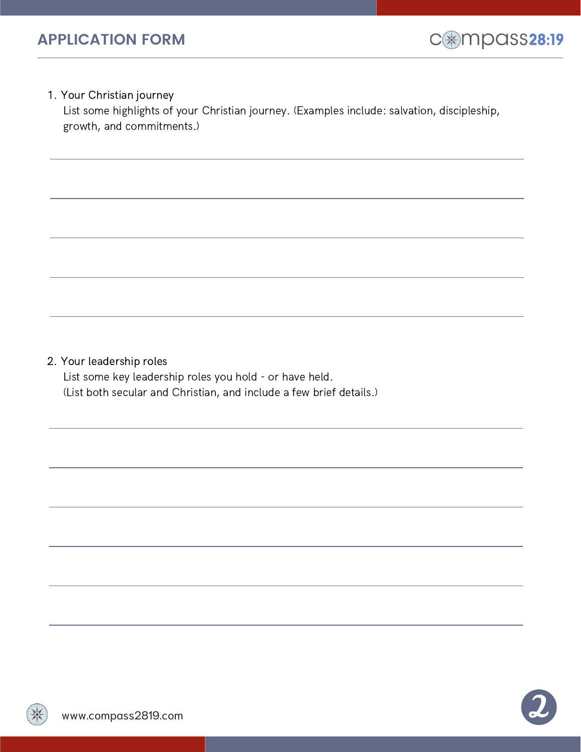1. Your Christian journey

   List some highlights of your Christian journey. (Examples include: salvation, discipleship, growth, and commitments.)

2. Your leadership roles

   List some key leadership roles you hold - or have held.
   (List both secular and Christian, and include a few brief details.)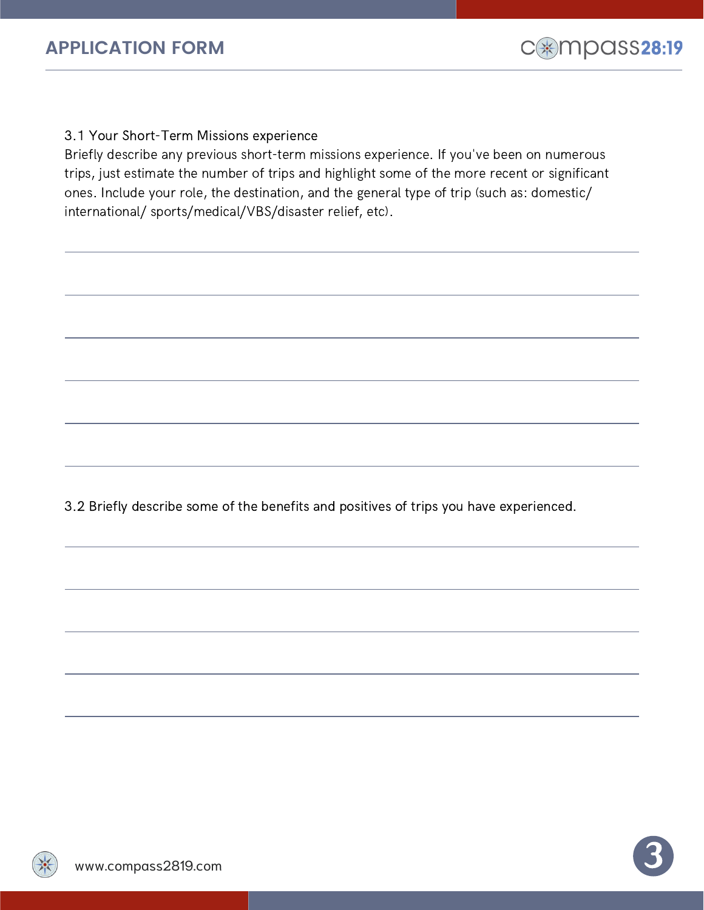3.1 Your Short-Term Missions experience

Briefly describe any previous short-term missions experience. If you've been on numerous trips, just estimate the number of trips and highlight some of the more recent or significant ones. Include your role, the destination, and the general type of trip (such as: domestic/ international/ sports/medical/VBS/disaster relief, etc).

3.2 Briefly describe some of the benefits and positives of trips you have experienced.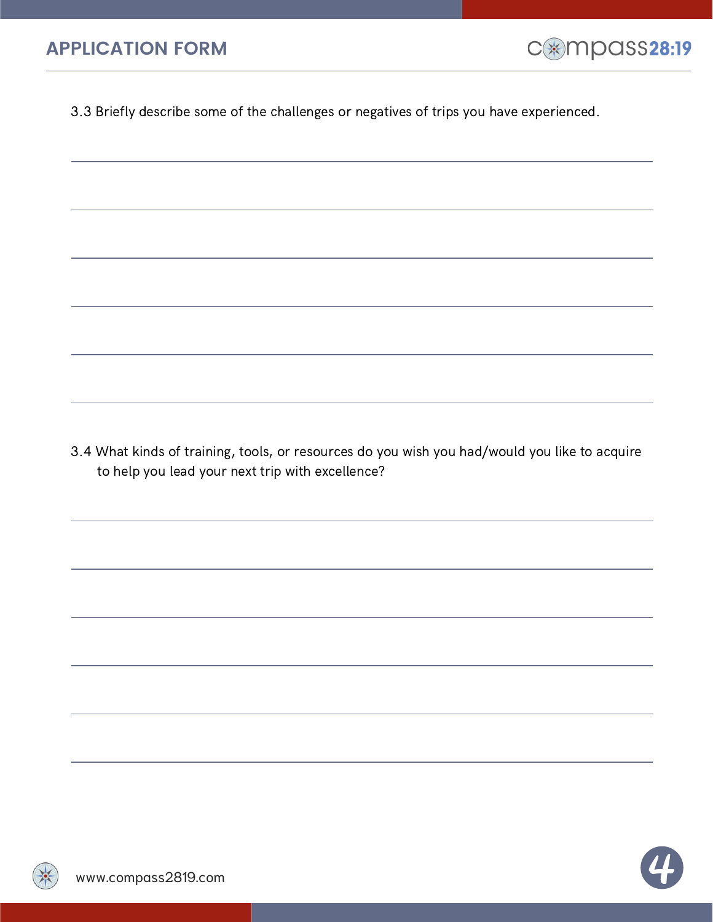3.3 Briefly describe some of the challenges or negatives of trips you have experienced.

3.4 What kinds of training, tools, or resources do you wish you had/would you like to acquire to help you lead your next trip with excellence?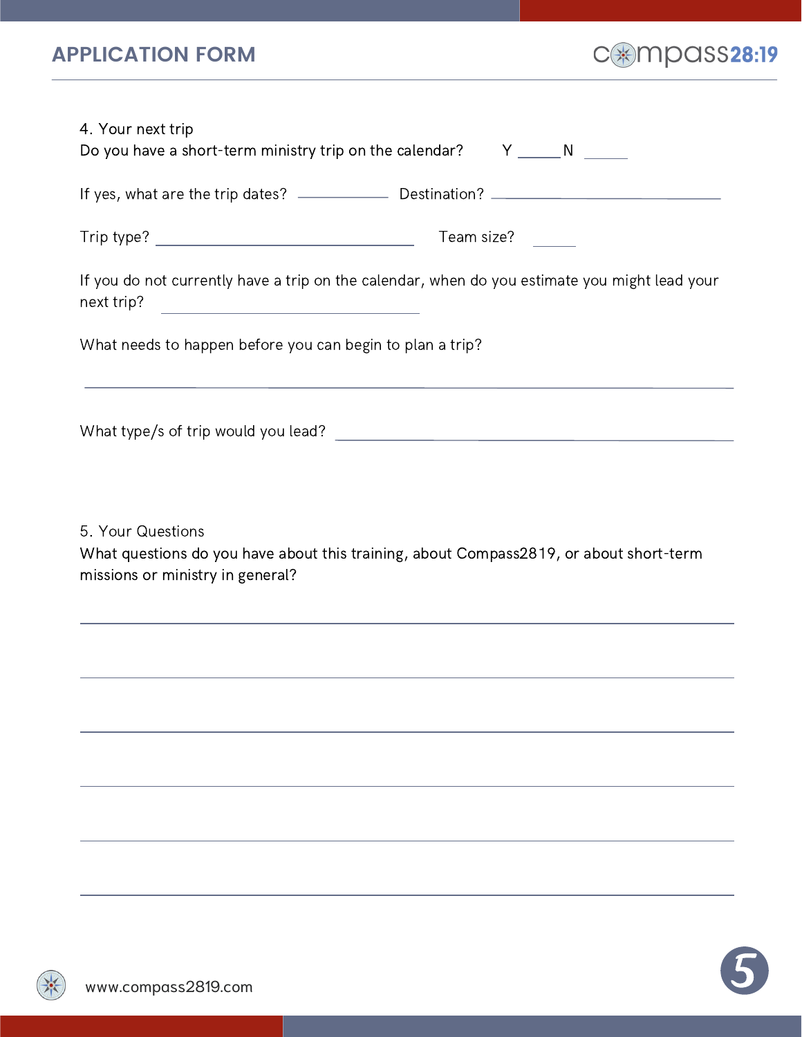4. Your next trip

Do you have a short-term ministry trip on the calendar? Y _____ N _____

If yes, what are the trip dates? ___________ Destination? ___________________________

Trip type? ______________________________ Team size? _____

If you do not currently have a trip on the calendar, when do you estimate you might lead your next trip? ______________________________

What needs to happen before you can begin to plan a trip?

_______________________________________________________________________________

What type/s of trip would you lead? ___________________________________________

5. Your Questions

What questions do you have about this training, about Compass2819, or about short-term missions or ministry in general?

_______________________________________________________________________________

_______________________________________________________________________________

_______________________________________________________________________________

_______________________________________________________________________________

_______________________________________________________________________________

_______________________________________________________________________________